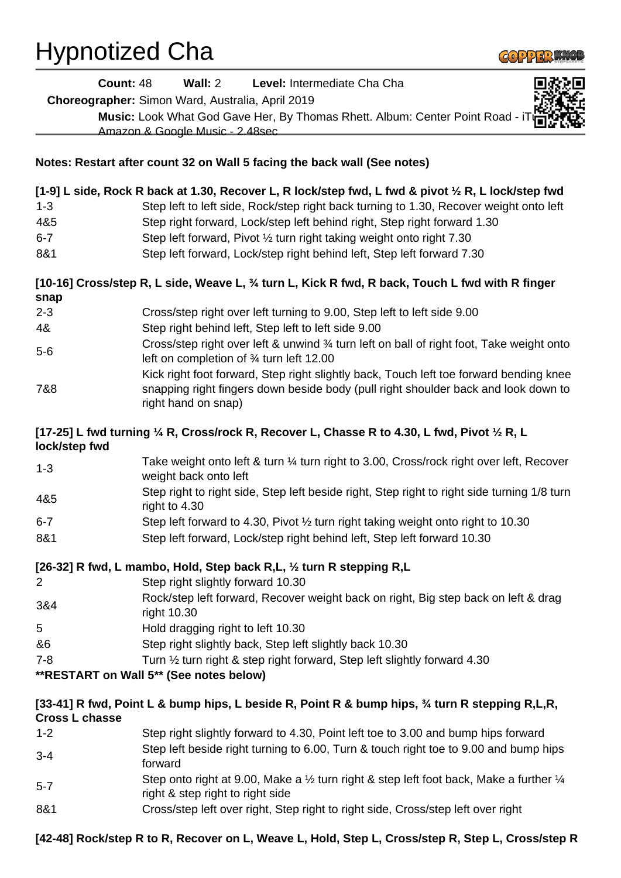# Hypnotized Cha

**Count:** 48 **Wall:** 2 **Level:** Intermediate Cha Cha

**Choreographer:** Simon Ward, Australia, April 2019

**Music:** Look What God Gave Her, By Thomas Rhett. Album: Center Point Road - iTunes, Amazon & Google Music - 2.48sec

**Notes: Restart after count 32 on Wall 5 facing the back wall (See notes)**

**[1-9] L side, Rock R back at 1.30, Recover L, R lock/step fwd, L fwd & pivot ½ R, L lock/step fwd**

| | |
|---|---|
| 1-3 | Step left to left side, Rock/step right back turning to 1.30, Recover weight onto left |
| 4&5 | Step right forward, Lock/step left behind right, Step right forward 1.30 |
| 6-7 | Step left forward, Pivot ½ turn right taking weight onto right 7.30 |
| 8&1 | Step left forward, Lock/step right behind left, Step left forward 7.30 |

**[10-16] Cross/step R, L side, Weave L, ¾ turn L, Kick R fwd, R back, Touch L fwd with R finger snap**

| | |
|---|---|
| 2-3 | Cross/step right over left turning to 9.00, Step left to left side 9.00 |
| 4& | Step right behind left, Step left to left side 9.00 |
| 5-6 | Cross/step right over left & unwind ¾ turn left on ball of right foot, Take weight onto left on completion of ¾ turn left 12.00 |
| 7&8 | Kick right foot forward, Step right slightly back, Touch left toe forward bending knee snapping right fingers down beside body (pull right shoulder back and look down to right hand on snap) |

**[17-25] L fwd turning ¼ R, Cross/rock R, Recover L, Chasse R to 4.30, L fwd, Pivot ½ R, L lock/step fwd**

| | |
|---|---|
| 1-3 | Take weight onto left & turn ¼ turn right to 3.00, Cross/rock right over left, Recover weight back onto left |
| 4&5 | Step right to right side, Step left beside right, Step right to right side turning 1/8 turn right to 4.30 |
| 6-7 | Step left forward to 4.30, Pivot ½ turn right taking weight onto right to 10.30 |
| 8&1 | Step left forward, Lock/step right behind left, Step left forward 10.30 |

**[26-32] R fwd, L mambo, Hold, Step back R,L, ½ turn R stepping R,L**

| | |
|---|---|
| 2 | Step right slightly forward 10.30 |
| 3&4 | Rock/step left forward, Recover weight back on right, Big step back on left & drag right 10.30 |
| 5 | Hold dragging right to left 10.30 |
| &6 | Step right slightly back, Step left slightly back 10.30 |
| 7-8 | Turn ½ turn right & step right forward, Step left slightly forward 4.30 |

**\*\*RESTART on Wall 5\*\* (See notes below)**

**[33-41] R fwd, Point L & bump hips, L beside R, Point R & bump hips, ¾ turn R stepping R,L,R, Cross L chasse**

| | |
|---|---|
| 1-2 | Step right slightly forward to 4.30, Point left toe to 3.00 and bump hips forward |
| 3-4 | Step left beside right turning to 6.00, Turn & touch right toe to 9.00 and bump hips forward |
| 5-7 | Step onto right at 9.00, Make a ½ turn right & step left foot back, Make a further ¼ right & step right to right side |
| 8&1 | Cross/step left over right, Step right to right side, Cross/step left over right |

**[42-48] Rock/step R to R, Recover on L, Weave L, Hold, Step L, Cross/step R, Step L, Cross/step R**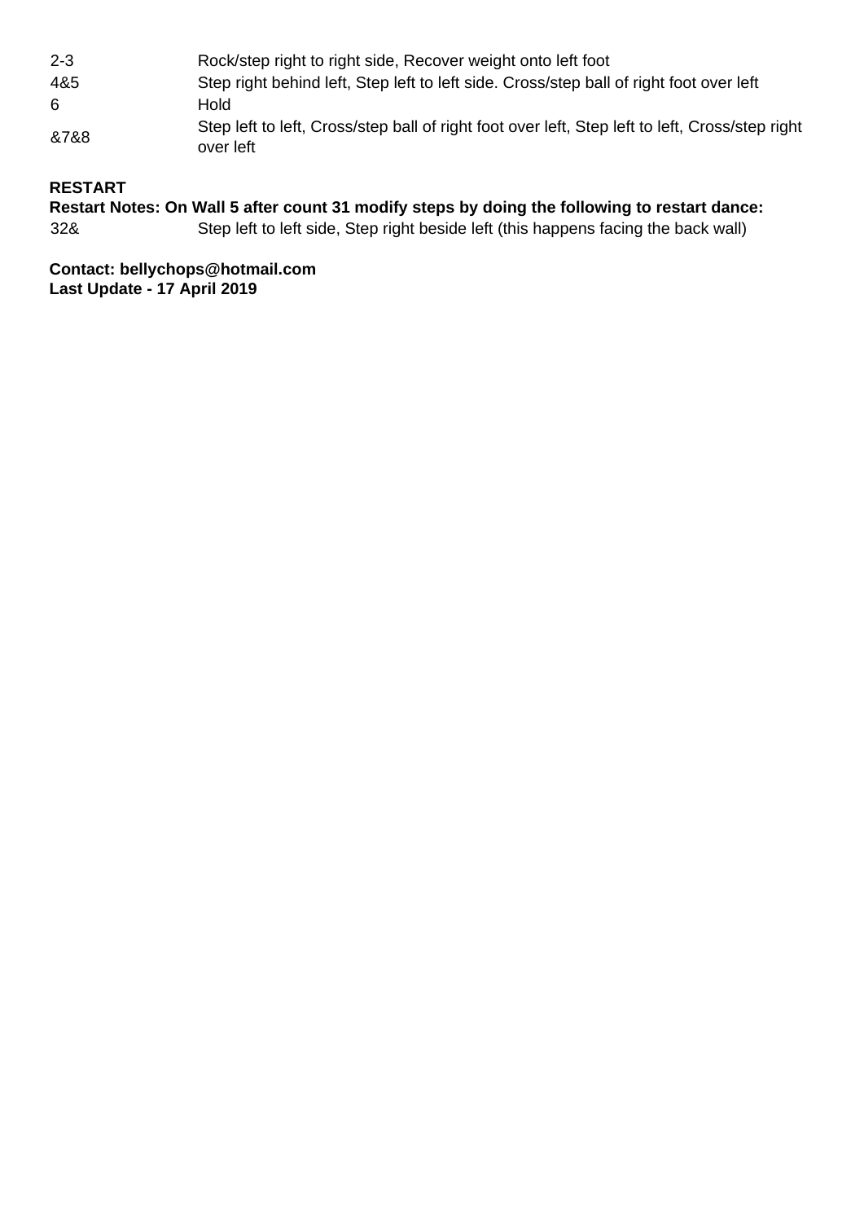| | |
|---|---|
| 2-3 | Rock/step right to right side, Recover weight onto left foot |
| 4&5 | Step right behind left, Step left to left side. Cross/step ball of right foot over left |
| 6 | Hold |
| &7&8 | Step left to left, Cross/step ball of right foot over left, Step left to left, Cross/step right over left |

**RESTART**

**Restart Notes: On Wall 5 after count 31 modify steps by doing the following to restart dance:**

| | |
|---|---|
| 32& | Step left to left side, Step right beside left (this happens facing the back wall) |

**Contact: bellychops@hotmail.com**
**Last Update - 17 April 2019**